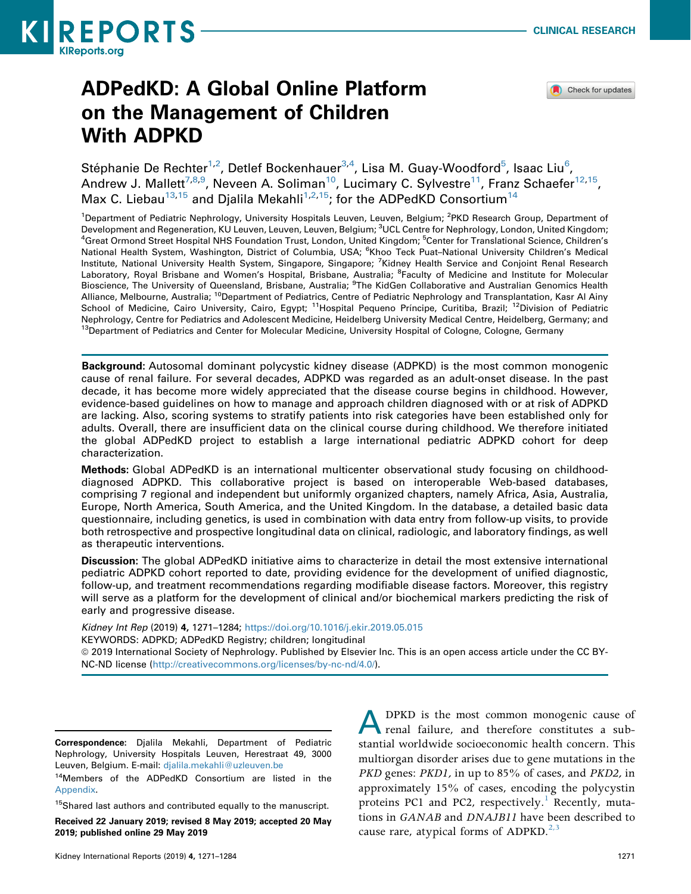CLINICAL RESEARCH

# ADPedKD: A Global Online Platform on the Management of Children With ADPKD

Stéphanie De Rechter[1,2], Detlef Bockenhauer[3,4], Lisa M. Guay-Woodford[5], Isaac Liu[6], Andrew J. Mallett[7,8,9], Neveen A. Soliman[10], Lucimary C. Sylvestre[11], Franz Schaefer[12,15], Max C. Liebau[13,15] and Djalila Mekahli[1,2,15]; for the ADPedKD Consortium[14]

[1]Department of Pediatric Nephrology, University Hospitals Leuven, Leuven, Belgium; [2]PKD Research Group, Department of Development and Regeneration, KU Leuven, Leuven, Belgium; [3]UCL Centre for Nephrology, London, United Kingdom; [4]Great Ormond Street Hospital NHS Foundation Trust, London, United Kingdom; [5]Center for Translational Science, Children's National Health System, Washington, District of Columbia, USA; [6]Khoo Teck Puat–National University Children's Medical Institute, National University Health System, Singapore, Singapore; [7]Kidney Health Service and Conjoint Renal Research Laboratory, Royal Brisbane and Women's Hospital, Brisbane, Australia; [8]Faculty of Medicine and Institute for Molecular Bioscience, The University of Queensland, Brisbane, Australia; [9]The KidGen Collaborative and Australian Genomics Health Alliance, Melbourne, Australia; [10]Department of Pediatrics, Centre of Pediatric Nephrology and Transplantation, Kasr Al Ainy School of Medicine, Cairo University, Cairo, Egypt; [11]Hospital Pequeno Príncipe, Curitiba, Brazil; [12]Division of Pediatric Nephrology, Centre for Pediatrics and Adolescent Medicine, Heidelberg University Medical Centre, Heidelberg, Germany; and [13]Department of Pediatrics and Center for Molecular Medicine, University Hospital of Cologne, Cologne, Germany

**Background:** Autosomal dominant polycystic kidney disease (ADPKD) is the most common monogenic cause of renal failure. For several decades, ADPKD was regarded as an adult-onset disease. In the past decade, it has become more widely appreciated that the disease course begins in childhood. However, evidence-based guidelines on how to manage and approach children diagnosed with or at risk of ADPKD are lacking. Also, scoring systems to stratify patients into risk categories have been established only for adults. Overall, there are insufficient data on the clinical course during childhood. We therefore initiated the global ADPedKD project to establish a large international pediatric ADPKD cohort for deep characterization.

**Methods:** Global ADPedKD is an international multicenter observational study focusing on childhood-diagnosed ADPKD. This collaborative project is based on interoperable Web-based databases, comprising 7 regional and independent but uniformly organized chapters, namely Africa, Asia, Australia, Europe, North America, South America, and the United Kingdom. In the database, a detailed basic data questionnaire, including genetics, is used in combination with data entry from follow-up visits, to provide both retrospective and prospective longitudinal data on clinical, radiologic, and laboratory findings, as well as therapeutic interventions.

**Discussion:** The global ADPedKD initiative aims to characterize in detail the most extensive international pediatric ADPKD cohort reported to date, providing evidence for the development of unified diagnostic, follow-up, and treatment recommendations regarding modifiable disease factors. Moreover, this registry will serve as a platform for the development of clinical and/or biochemical markers predicting the risk of early and progressive disease.

*Kidney Int Rep* (2019) **4,** 1271–1284; https://doi.org/10.1016/j.ekir.2019.05.015

KEYWORDS: ADPKD; ADPedKD Registry; children; longitudinal

© 2019 International Society of Nephrology. Published by Elsevier Inc. This is an open access article under the CC BY-NC-ND license (http://creativecommons.org/licenses/by-nc-nd/4.0/).

ADPKD is the most common monogenic cause of renal failure, and therefore constitutes a substantial worldwide socioeconomic health concern. This multiorgan disorder arises due to gene mutations in the *PKD* genes: *PKD1,* in up to 85% of cases, and *PKD2,* in approximately 15% of cases, encoding the polycystin proteins PC1 and PC2, respectively.[1] Recently, mutations in *GANAB* and *DNAJB11* have been described to cause rare, atypical forms of ADPKD.[2,3]

**Correspondence:** Djalila Mekahli, Department of Pediatric Nephrology, University Hospitals Leuven, Herestraat 49, 3000 Leuven, Belgium. E-mail: djalila.mekahli@uzleuven.be

[14]Members of the ADPedKD Consortium are listed in the Appendix.

[15]Shared last authors and contributed equally to the manuscript.

**Received 22 January 2019; revised 8 May 2019; accepted 20 May 2019; published online 29 May 2019**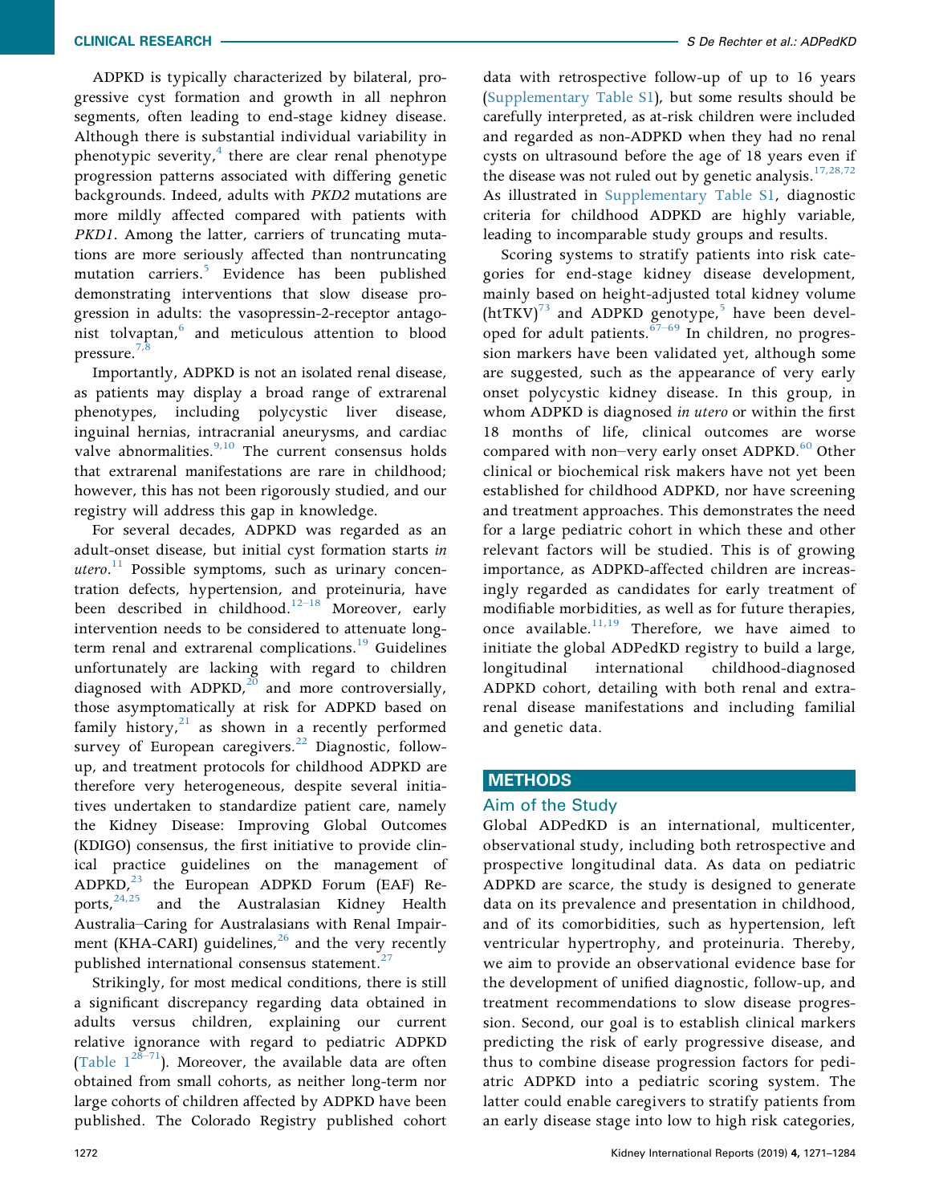ADPKD is typically characterized by bilateral, progressive cyst formation and growth in all nephron segments, often leading to end-stage kidney disease. Although there is substantial individual variability in phenotypic severity,[4] there are clear renal phenotype progression patterns associated with differing genetic backgrounds. Indeed, adults with *PKD2* mutations are more mildly affected compared with patients with *PKD1*. Among the latter, carriers of truncating mutations are more seriously affected than nontruncating mutation carriers.[5] Evidence has been published demonstrating interventions that slow disease progression in adults: the vasopressin-2-receptor antagonist tolvaptan,[6] and meticulous attention to blood pressure.[7,8]

Importantly, ADPKD is not an isolated renal disease, as patients may display a broad range of extrarenal phenotypes, including polycystic liver disease, inguinal hernias, intracranial aneurysms, and cardiac valve abnormalities.[9,10] The current consensus holds that extrarenal manifestations are rare in childhood; however, this has not been rigorously studied, and our registry will address this gap in knowledge.

For several decades, ADPKD was regarded as an adult-onset disease, but initial cyst formation starts *in utero*.[11] Possible symptoms, such as urinary concentration defects, hypertension, and proteinuria, have been described in childhood.[12–18] Moreover, early intervention needs to be considered to attenuate long-term renal and extrarenal complications.[19] Guidelines unfortunately are lacking with regard to children diagnosed with ADPKD,[20] and more controversially, those asymptomatically at risk for ADPKD based on family history,[21] as shown in a recently performed survey of European caregivers.[22] Diagnostic, follow-up, and treatment protocols for childhood ADPKD are therefore very heterogeneous, despite several initiatives undertaken to standardize patient care, namely the Kidney Disease: Improving Global Outcomes (KDIGO) consensus, the first initiative to provide clinical practice guidelines on the management of ADPKD,[23] the European ADPKD Forum (EAF) Reports,[24,25] and the Australasian Kidney Health Australia–Caring for Australasians with Renal Impairment (KHA-CARI) guidelines,[26] and the very recently published international consensus statement.[27]

Strikingly, for most medical conditions, there is still a significant discrepancy regarding data obtained in adults versus children, explaining our current relative ignorance with regard to pediatric ADPKD (Table 1[28–71]). Moreover, the available data are often obtained from small cohorts, as neither long-term nor large cohorts of children affected by ADPKD have been published. The Colorado Registry published cohort data with retrospective follow-up of up to 16 years (Supplementary Table S1), but some results should be carefully interpreted, as at-risk children were included and regarded as non-ADPKD when they had no renal cysts on ultrasound before the age of 18 years even if the disease was not ruled out by genetic analysis.[17,28,72] As illustrated in Supplementary Table S1, diagnostic criteria for childhood ADPKD are highly variable, leading to incomparable study groups and results.

Scoring systems to stratify patients into risk categories for end-stage kidney disease development, mainly based on height-adjusted total kidney volume (htTKV)[73] and ADPKD genotype,[5] have been developed for adult patients.[67–69] In children, no progression markers have been validated yet, although some are suggested, such as the appearance of very early onset polycystic kidney disease. In this group, in whom ADPKD is diagnosed *in utero* or within the first 18 months of life, clinical outcomes are worse compared with non–very early onset ADPKD.[60] Other clinical or biochemical risk makers have not yet been established for childhood ADPKD, nor have screening and treatment approaches. This demonstrates the need for a large pediatric cohort in which these and other relevant factors will be studied. This is of growing importance, as ADPKD-affected children are increasingly regarded as candidates for early treatment of modifiable morbidities, as well as for future therapies, once available.[11,19] Therefore, we have aimed to initiate the global ADPedKD registry to build a large, longitudinal international childhood-diagnosed ADPKD cohort, detailing with both renal and extrarenal disease manifestations and including familial and genetic data.

## METHODS

### Aim of the Study

Global ADPedKD is an international, multicenter, observational study, including both retrospective and prospective longitudinal data. As data on pediatric ADPKD are scarce, the study is designed to generate data on its prevalence and presentation in childhood, and of its comorbidities, such as hypertension, left ventricular hypertrophy, and proteinuria. Thereby, we aim to provide an observational evidence base for the development of unified diagnostic, follow-up, and treatment recommendations to slow disease progression. Second, our goal is to establish clinical markers predicting the risk of early progressive disease, and thus to combine disease progression factors for pediatric ADPKD into a pediatric scoring system. The latter could enable caregivers to stratify patients from an early disease stage into low to high risk categories,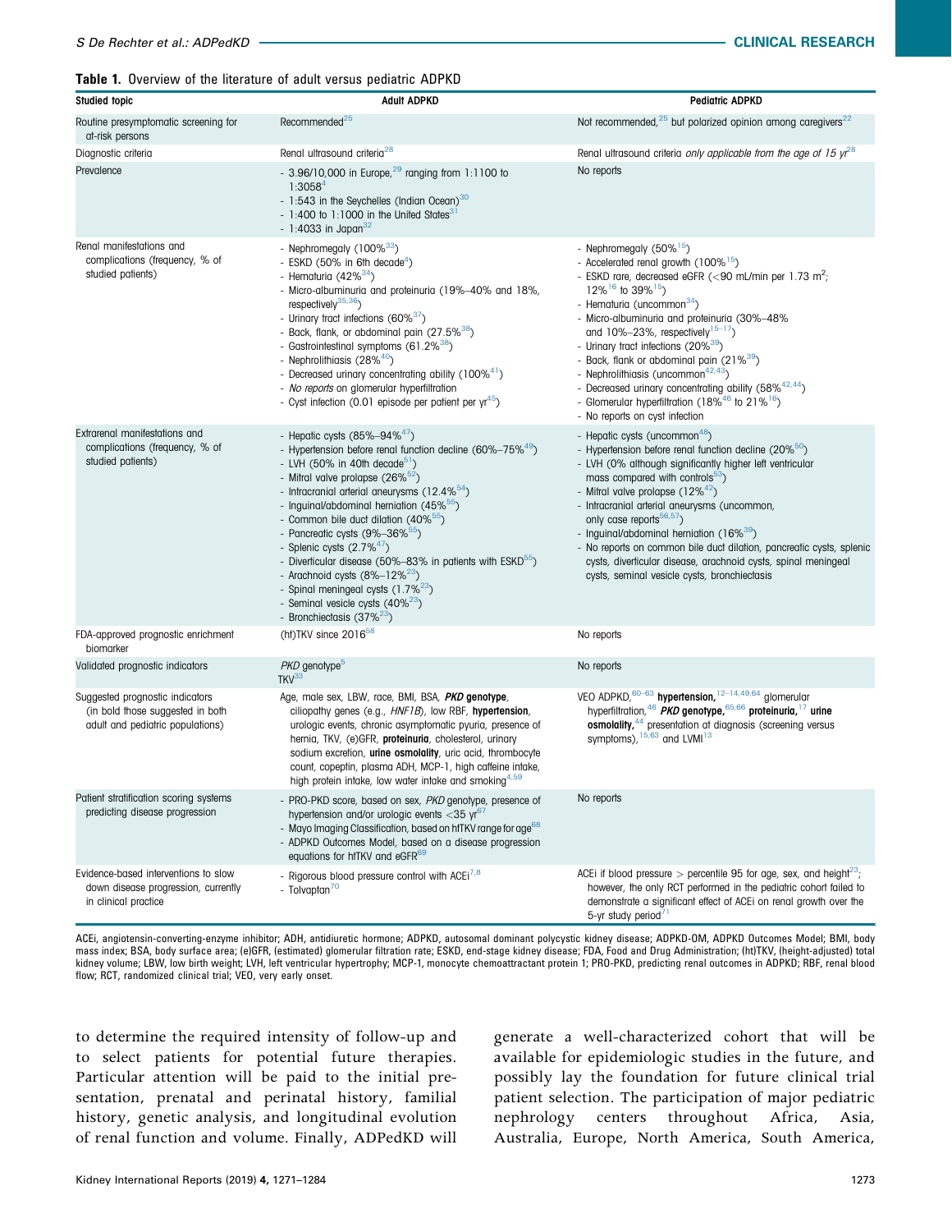**Table 1.** Overview of the literature of adult versus pediatric ADPKD

| Studied topic | Adult ADPKD | Pediatric ADPKD |
|---|---|---|
| Routine presymptomatic screening for at-risk persons | Recommended[25] | Not recommended,[25] but polarized opinion among caregivers[22] |
| Diagnostic criteria | Renal ultrasound criteria[28] | Renal ultrasound criteria *only applicable from the age of 15 yr*[28] |
| Prevalence | - 3.96/10,000 in Europe,[29] ranging from 1:1100 to 1:3058[4]<br>- 1:543 in the Seychelles (Indian Ocean)[30]<br>- 1:400 to 1:1000 in the United States[31]<br>- 1:4033 in Japan[32] | No reports |
| Renal manifestations and complications (frequency, % of studied patients) | - Nephromegaly (100%[33])<br>- ESKD (50% in 6th decade[4])<br>- Hematuria (42%[34])<br>- Micro-albuminuria and proteinuria (19%–40% and 18%, respectively[35,36])<br>- Urinary tract infections (60%[37])<br>- Back, flank, or abdominal pain (27.5%[38])<br>- Gastrointestinal symptoms (61.2%[38])<br>- Nephrolithiasis (28%[40])<br>- Decreased urinary concentrating ability (100%[41])<br>- *No reports* on glomerular hyperfiltration<br>- Cyst infection (0.01 episode per patient per yr[45]) | - Nephromegaly (50%[15])<br>- Accelerated renal growth (100%[15])<br>- ESKD rare, decreased eGFR (<90 mL/min per 1.73 m$^2$; 12%[16] to 39%[15])<br>- Hematuria (uncommon[34])<br>- Micro-albuminuria and proteinuria (30%–48% and 10%–23%, respectively[15–17])<br>- Urinary tract infections (20%[39])<br>- Back, flank or abdominal pain (21%[39])<br>- Nephrolithiasis (uncommon[42,43])<br>- Decreased urinary concentrating ability (58%[42,44])<br>- Glomerular hyperfiltration (18%[46] to 21%[16])<br>- No reports on cyst infection |
| Extrarenal manifestations and complications (frequency, % of studied patients) | - Hepatic cysts (85%–94%[47])<br>- Hypertension before renal function decline (60%–75%[49])<br>- LVH (50% in 40th decade[51])<br>- Mitral valve prolapse (26%[52])<br>- Intracranial arterial aneurysms (12.4%[54])<br>- Inguinal/abdominal herniation (45%[55])<br>- Common bile duct dilation (40%[55])<br>- Pancreatic cysts (9%–36%[55])<br>- Splenic cysts (2.7%[47])<br>- Diverticular disease (50%–83% in patients with ESKD[55])<br>- Arachnoid cysts (8%–12%[23])<br>- Spinal meningeal cysts (1.7%[23])<br>- Seminal vesicle cysts (40%[23])<br>- Bronchiectasis (37%[23]) | - Hepatic cysts (uncommon[48])<br>- Hypertension before renal function decline (20%[50])<br>- LVH (0% although significantly higher left ventricular mass compared with controls[53])<br>- Mitral valve prolapse (12%[42])<br>- Intracranial arterial aneurysms (uncommon, only case reports[56,57])<br>- Inguinal/abdominal herniation (16%[39])<br>- No reports on common bile duct dilation, pancreatic cysts, splenic cysts, diverticular disease, arachnoid cysts, spinal meningeal cysts, seminal vesicle cysts, bronchiectasis |
| FDA-approved prognostic enrichment biomarker | (ht)TKV since 2016[58] | No reports |
| Validated prognostic indicators | *PKD* genotype[5]<br>TKV[33] | No reports |
| Suggested prognostic indicators (in bold those suggested in both adult and pediatric populations) | Age, male sex, LBW, race, BMI, BSA, ***PKD* genotype**, ciliopathy genes (e.g., *HNF1B*), low RBF, **hypertension**, urologic events, chronic asymptomatic pyuria, presence of hernia, TKV, (e)GFR, **proteinuria**, cholesterol, urinary sodium excretion, **urine osmolality**, uric acid, thrombocyte count, copeptin, plasma ADH, MCP-1, high caffeine intake, high protein intake, low water intake and smoking[4,59] | VEO ADPKD,[60–63] **hypertension**,[12–14,49,64] glomerular hyperfiltration,[46] ***PKD* genotype**,[65,66] **proteinuria**,[17] **urine osmolality**,[44] presentation at diagnosis (screening versus symptoms),[15,63] and LVMI[13] |
| Patient stratification scoring systems predicting disease progression | - PRO-PKD score, based on sex, *PKD* genotype, presence of hypertension and/or urologic events <35 yr[67]<br>- Mayo Imaging Classification, based on htTKV range for age[68]<br>- ADPKD Outcomes Model, based on a disease progression equations for htTKV and eGFR[69] | No reports |
| Evidence-based interventions to slow down disease progression, currently in clinical practice | - Rigorous blood pressure control with ACEi[7,8]<br>- Tolvaptan[70] | ACEi if blood pressure > percentile 95 for age, sex, and height[23]; however, the only RCT performed in the pediatric cohort failed to demonstrate a significant effect of ACEi on renal growth over the 5-yr study period[71] |

ACEi, angiotensin-converting-enzyme inhibitor; ADH, antidiuretic hormone; ADPKD, autosomal dominant polycystic kidney disease; ADPKD-OM, ADPKD Outcomes Model; BMI, body mass index; BSA, body surface area; (e)GFR, (estimated) glomerular filtration rate; ESKD, end-stage kidney disease; FDA, Food and Drug Administration; (ht)TKV, (height-adjusted) total kidney volume; LBW, low birth weight; LVH, left ventricular hypertrophy; MCP-1, monocyte chemoattractant protein 1; PRO-PKD, predicting renal outcomes in ADPKD; RBF, renal blood flow; RCT, randomized clinical trial; VEO, very early onset.

to determine the required intensity of follow-up and to select patients for potential future therapies. Particular attention will be paid to the initial presentation, prenatal and perinatal history, familial history, genetic analysis, and longitudinal evolution of renal function and volume. Finally, ADPedKD will generate a well-characterized cohort that will be available for epidemiologic studies in the future, and possibly lay the foundation for future clinical trial patient selection. The participation of major pediatric nephrology centers throughout Africa, Asia, Australia, Europe, North America, South America,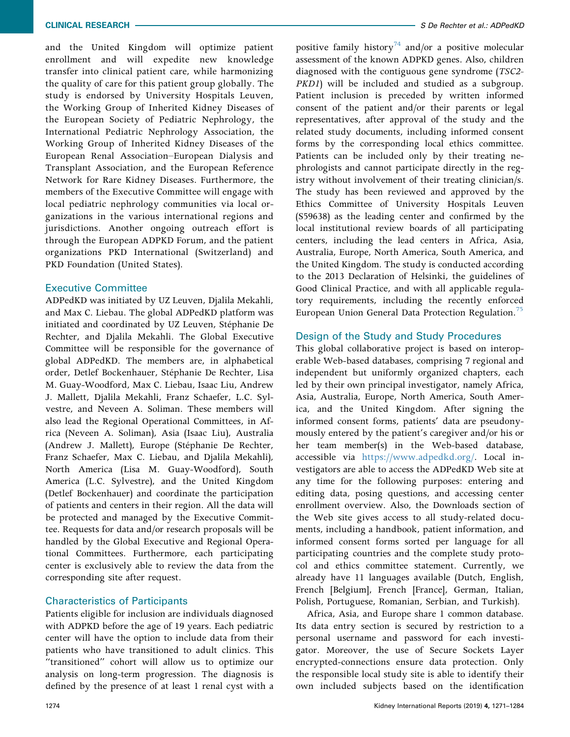and the United Kingdom will optimize patient enrollment and will expedite new knowledge transfer into clinical patient care, while harmonizing the quality of care for this patient group globally. The study is endorsed by University Hospitals Leuven, the Working Group of Inherited Kidney Diseases of the European Society of Pediatric Nephrology, the International Pediatric Nephrology Association, the Working Group of Inherited Kidney Diseases of the European Renal Association–European Dialysis and Transplant Association, and the European Reference Network for Rare Kidney Diseases. Furthermore, the members of the Executive Committee will engage with local pediatric nephrology communities via local organizations in the various international regions and jurisdictions. Another ongoing outreach effort is through the European ADPKD Forum, and the patient organizations PKD International (Switzerland) and PKD Foundation (United States).

## Executive Committee

ADPedKD was initiated by UZ Leuven, Djalila Mekahli, and Max C. Liebau. The global ADPedKD platform was initiated and coordinated by UZ Leuven, Stéphanie De Rechter, and Djalila Mekahli. The Global Executive Committee will be responsible for the governance of global ADPedKD. The members are, in alphabetical order, Detlef Bockenhauer, Stéphanie De Rechter, Lisa M. Guay-Woodford, Max C. Liebau, Isaac Liu, Andrew J. Mallett, Djalila Mekahli, Franz Schaefer, L.C. Sylvestre, and Neveen A. Soliman. These members will also lead the Regional Operational Committees, in Africa (Neveen A. Soliman), Asia (Isaac Liu), Australia (Andrew J. Mallett), Europe (Stéphanie De Rechter, Franz Schaefer, Max C. Liebau, and Djalila Mekahli), North America (Lisa M. Guay-Woodford), South America (L.C. Sylvestre), and the United Kingdom (Detlef Bockenhauer) and coordinate the participation of patients and centers in their region. All the data will be protected and managed by the Executive Committee. Requests for data and/or research proposals will be handled by the Global Executive and Regional Operational Committees. Furthermore, each participating center is exclusively able to review the data from the corresponding site after request.

## Characteristics of Participants

Patients eligible for inclusion are individuals diagnosed with ADPKD before the age of 19 years. Each pediatric center will have the option to include data from their patients who have transitioned to adult clinics. This "transitioned" cohort will allow us to optimize our analysis on long-term progression. The diagnosis is defined by the presence of at least 1 renal cyst with a positive family history[74] and/or a positive molecular assessment of the known ADPKD genes. Also, children diagnosed with the contiguous gene syndrome (*TSC2-PKD1*) will be included and studied as a subgroup. Patient inclusion is preceded by written informed consent of the patient and/or their parents or legal representatives, after approval of the study and the related study documents, including informed consent forms by the corresponding local ethics committee. Patients can be included only by their treating nephrologists and cannot participate directly in the registry without involvement of their treating clinician/s. The study has been reviewed and approved by the Ethics Committee of University Hospitals Leuven (S59638) as the leading center and confirmed by the local institutional review boards of all participating centers, including the lead centers in Africa, Asia, Australia, Europe, North America, South America, and the United Kingdom. The study is conducted according to the 2013 Declaration of Helsinki, the guidelines of Good Clinical Practice, and with all applicable regulatory requirements, including the recently enforced European Union General Data Protection Regulation.[75]

## Design of the Study and Study Procedures

This global collaborative project is based on interoperable Web-based databases, comprising 7 regional and independent but uniformly organized chapters, each led by their own principal investigator, namely Africa, Asia, Australia, Europe, North America, South America, and the United Kingdom. After signing the informed consent forms, patients' data are pseudonymously entered by the patient's caregiver and/or his or her team member(s) in the Web-based database, accessible via https://www.adpedkd.org/. Local investigators are able to access the ADPedKD Web site at any time for the following purposes: entering and editing data, posing questions, and accessing center enrollment overview. Also, the Downloads section of the Web site gives access to all study-related documents, including a handbook, patient information, and informed consent forms sorted per language for all participating countries and the complete study protocol and ethics committee statement. Currently, we already have 11 languages available (Dutch, English, French [Belgium], French [France], German, Italian, Polish, Portuguese, Romanian, Serbian, and Turkish).

Africa, Asia, and Europe share 1 common database. Its data entry section is secured by restriction to a personal username and password for each investigator. Moreover, the use of Secure Sockets Layer encrypted-connections ensure data protection. Only the responsible local study site is able to identify their own included subjects based on the identification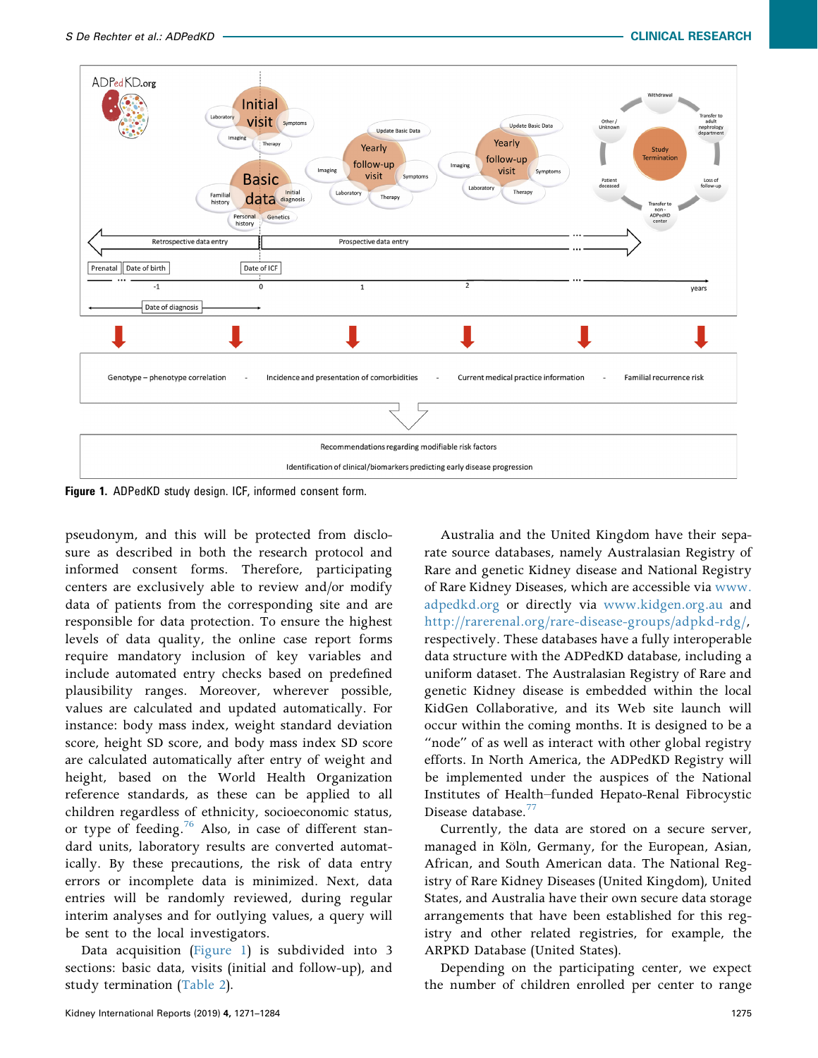ADPedKD.org

Initial visit
Laboratory
Symptoms
Imaging
Therapy

Basic data
Familial history
Initial diagnosis
Personal history
Genetics

Update Basic Data
Yearly follow-up visit
Imaging
Symptoms
Laboratory
Therapy

Update Basic Data
Yearly follow-up visit
Imaging
Symptoms
Laboratory
Therapy

Withdrawal
Other / Unknown
Transfer to adult nephrology department
Study Termination
Patient deceased
Loss of follow-up
Transfer to non - ADPedKD center

Retrospective data entry
Prospective data entry

Prenatal
Date of birth
Date of ICF
-1
0
1
2
years
Date of diagnosis

Genotype – phenotype correlation - Incidence and presentation of comorbidities - Current medical practice information - Familial recurrence risk

Recommendations regarding modifiable risk factors

Identification of clinical/biomarkers predicting early disease progression

**Figure 1.** ADPedKD study design. ICF, informed consent form.

pseudonym, and this will be protected from disclosure as described in both the research protocol and informed consent forms. Therefore, participating centers are exclusively able to review and/or modify data of patients from the corresponding site and are responsible for data protection. To ensure the highest levels of data quality, the online case report forms require mandatory inclusion of key variables and include automated entry checks based on predefined plausibility ranges. Moreover, wherever possible, values are calculated and updated automatically. For instance: body mass index, weight standard deviation score, height SD score, and body mass index SD score are calculated automatically after entry of weight and height, based on the World Health Organization reference standards, as these can be applied to all children regardless of ethnicity, socioeconomic status, or type of feeding.[76] Also, in case of different standard units, laboratory results are converted automatically. By these precautions, the risk of data entry errors or incomplete data is minimized. Next, data entries will be randomly reviewed, during regular interim analyses and for outlying values, a query will be sent to the local investigators.

Data acquisition (Figure 1) is subdivided into 3 sections: basic data, visits (initial and follow-up), and study termination (Table 2).

Australia and the United Kingdom have their separate source databases, namely Australasian Registry of Rare and genetic Kidney disease and National Registry of Rare Kidney Diseases, which are accessible via www.adpedkd.org or directly via www.kidgen.org.au and http://rarerenal.org/rare-disease-groups/adpkd-rdg/, respectively. These databases have a fully interoperable data structure with the ADPedKD database, including a uniform dataset. The Australasian Registry of Rare and genetic Kidney disease is embedded within the local KidGen Collaborative, and its Web site launch will occur within the coming months. It is designed to be a "node" of as well as interact with other global registry efforts. In North America, the ADPedKD Registry will be implemented under the auspices of the National Institutes of Health–funded Hepato-Renal Fibrocystic Disease database.[77]

Currently, the data are stored on a secure server, managed in Köln, Germany, for the European, Asian, African, and South American data. The National Registry of Rare Kidney Diseases (United Kingdom), United States, and Australia have their own secure data storage arrangements that have been established for this registry and other related registries, for example, the ARPKD Database (United States).

Depending on the participating center, we expect the number of children enrolled per center to range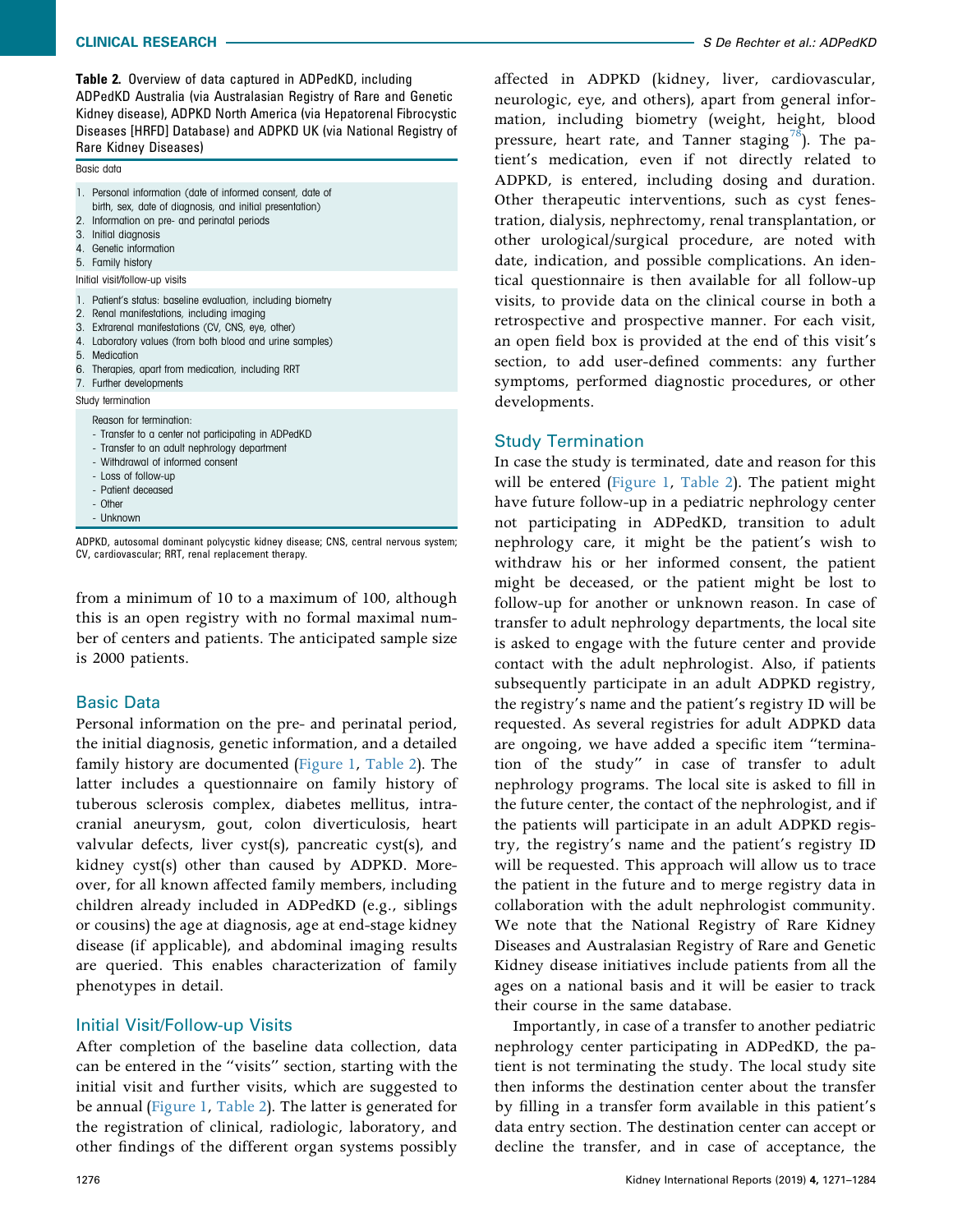**Table 2.** Overview of data captured in ADPedKD, including ADPedKD Australia (via Australasian Registry of Rare and Genetic Kidney disease), ADPKD North America (via Hepatorenal Fibrocystic Diseases [HRFD] Database) and ADPKD UK (via National Registry of Rare Kidney Diseases)

| |
|---|
| Basic data |
| 1. Personal information (date of informed consent, date of birth, sex, date of diagnosis, and initial presentation)<br>2. Information on pre- and perinatal periods<br>3. Initial diagnosis<br>4. Genetic information<br>5. Family history |
| Initial visit/follow-up visits |
| 1. Patient's status: baseline evaluation, including biometry<br>2. Renal manifestations, including imaging<br>3. Extrarenal manifestations (CV, CNS, eye, other)<br>4. Laboratory values (from both blood and urine samples)<br>5. Medication<br>6. Therapies, apart from medication, including RRT<br>7. Further developments |
| Study termination |
| Reason for termination:<br>- Transfer to a center not participating in ADPedKD<br>- Transfer to an adult nephrology department<br>- Withdrawal of informed consent<br>- Loss of follow-up<br>- Patient deceased<br>- Other<br>- Unknown |

ADPKD, autosomal dominant polycystic kidney disease; CNS, central nervous system; CV, cardiovascular; RRT, renal replacement therapy.

from a minimum of 10 to a maximum of 100, although this is an open registry with no formal maximal number of centers and patients. The anticipated sample size is 2000 patients.

## Basic Data

Personal information on the pre- and perinatal period, the initial diagnosis, genetic information, and a detailed family history are documented (Figure 1, Table 2). The latter includes a questionnaire on family history of tuberous sclerosis complex, diabetes mellitus, intracranial aneurysm, gout, colon diverticulosis, heart valvular defects, liver cyst(s), pancreatic cyst(s), and kidney cyst(s) other than caused by ADPKD. Moreover, for all known affected family members, including children already included in ADPedKD (e.g., siblings or cousins) the age at diagnosis, age at end-stage kidney disease (if applicable), and abdominal imaging results are queried. This enables characterization of family phenotypes in detail.

## Initial Visit/Follow-up Visits

After completion of the baseline data collection, data can be entered in the "visits" section, starting with the initial visit and further visits, which are suggested to be annual (Figure 1, Table 2). The latter is generated for the registration of clinical, radiologic, laboratory, and other findings of the different organ systems possibly affected in ADPKD (kidney, liver, cardiovascular, neurologic, eye, and others), apart from general information, including biometry (weight, height, blood pressure, heart rate, and Tanner staging[78]). The patient's medication, even if not directly related to ADPKD, is entered, including dosing and duration. Other therapeutic interventions, such as cyst fenestration, dialysis, nephrectomy, renal transplantation, or other urological/surgical procedure, are noted with date, indication, and possible complications. An identical questionnaire is then available for all follow-up visits, to provide data on the clinical course in both a retrospective and prospective manner. For each visit, an open field box is provided at the end of this visit's section, to add user-defined comments: any further symptoms, performed diagnostic procedures, or other developments.

## Study Termination

In case the study is terminated, date and reason for this will be entered (Figure 1, Table 2). The patient might have future follow-up in a pediatric nephrology center not participating in ADPedKD, transition to adult nephrology care, it might be the patient's wish to withdraw his or her informed consent, the patient might be deceased, or the patient might be lost to follow-up for another or unknown reason. In case of transfer to adult nephrology departments, the local site is asked to engage with the future center and provide contact with the adult nephrologist. Also, if patients subsequently participate in an adult ADPKD registry, the registry's name and the patient's registry ID will be requested. As several registries for adult ADPKD data are ongoing, we have added a specific item "termination of the study" in case of transfer to adult nephrology programs. The local site is asked to fill in the future center, the contact of the nephrologist, and if the patients will participate in an adult ADPKD registry, the registry's name and the patient's registry ID will be requested. This approach will allow us to trace the patient in the future and to merge registry data in collaboration with the adult nephrologist community. We note that the National Registry of Rare Kidney Diseases and Australasian Registry of Rare and Genetic Kidney disease initiatives include patients from all the ages on a national basis and it will be easier to track their course in the same database.

Importantly, in case of a transfer to another pediatric nephrology center participating in ADPedKD, the patient is not terminating the study. The local study site then informs the destination center about the transfer by filling in a transfer form available in this patient's data entry section. The destination center can accept or decline the transfer, and in case of acceptance, the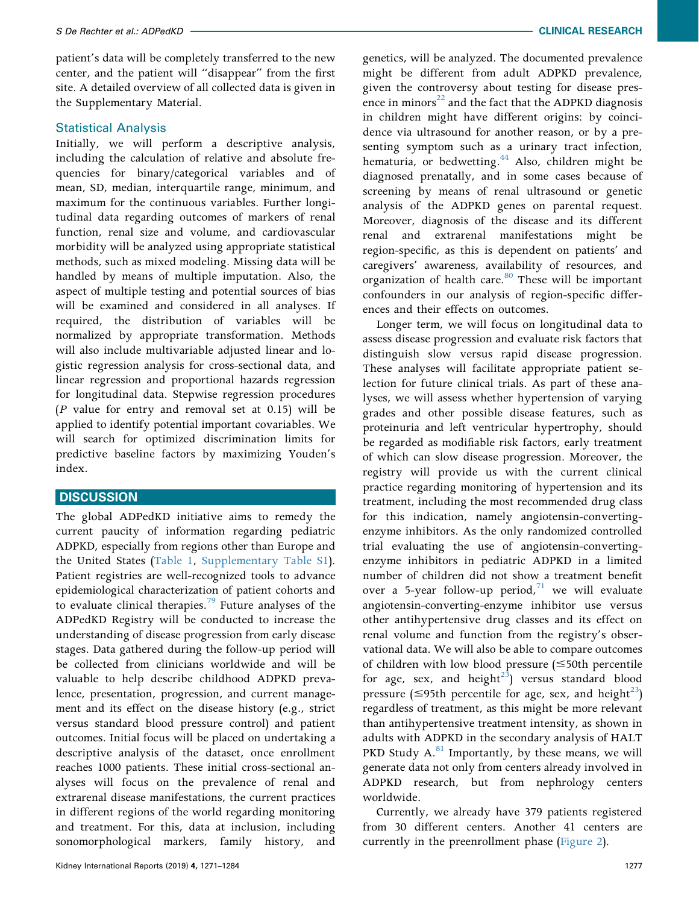patient's data will be completely transferred to the new center, and the patient will "disappear" from the first site. A detailed overview of all collected data is given in the Supplementary Material.

### Statistical Analysis

Initially, we will perform a descriptive analysis, including the calculation of relative and absolute frequencies for binary/categorical variables and of mean, SD, median, interquartile range, minimum, and maximum for the continuous variables. Further longitudinal data regarding outcomes of markers of renal function, renal size and volume, and cardiovascular morbidity will be analyzed using appropriate statistical methods, such as mixed modeling. Missing data will be handled by means of multiple imputation. Also, the aspect of multiple testing and potential sources of bias will be examined and considered in all analyses. If required, the distribution of variables will be normalized by appropriate transformation. Methods will also include multivariable adjusted linear and logistic regression analysis for cross-sectional data, and linear regression and proportional hazards regression for longitudinal data. Stepwise regression procedures ($P$ value for entry and removal set at 0.15) will be applied to identify potential important covariables. We will search for optimized discrimination limits for predictive baseline factors by maximizing Youden's index.

## DISCUSSION

The global ADPedKD initiative aims to remedy the current paucity of information regarding pediatric ADPKD, especially from regions other than Europe and the United States (Table 1, Supplementary Table S1). Patient registries are well-recognized tools to advance epidemiological characterization of patient cohorts and to evaluate clinical therapies.[79] Future analyses of the ADPedKD Registry will be conducted to increase the understanding of disease progression from early disease stages. Data gathered during the follow-up period will be collected from clinicians worldwide and will be valuable to help describe childhood ADPKD prevalence, presentation, progression, and current management and its effect on the disease history (e.g., strict versus standard blood pressure control) and patient outcomes. Initial focus will be placed on undertaking a descriptive analysis of the dataset, once enrollment reaches 1000 patients. These initial cross-sectional analyses will focus on the prevalence of renal and extrarenal disease manifestations, the current practices in different regions of the world regarding monitoring and treatment. For this, data at inclusion, including sonomorphological markers, family history, and genetics, will be analyzed. The documented prevalence might be different from adult ADPKD prevalence, given the controversy about testing for disease presence in minors[22] and the fact that the ADPKD diagnosis in children might have different origins: by coincidence via ultrasound for another reason, or by a presenting symptom such as a urinary tract infection, hematuria, or bedwetting.[44] Also, children might be diagnosed prenatally, and in some cases because of screening by means of renal ultrasound or genetic analysis of the ADPKD genes on parental request. Moreover, diagnosis of the disease and its different renal and extrarenal manifestations might be region-specific, as this is dependent on patients' and caregivers' awareness, availability of resources, and organization of health care.[80] These will be important confounders in our analysis of region-specific differences and their effects on outcomes.

Longer term, we will focus on longitudinal data to assess disease progression and evaluate risk factors that distinguish slow versus rapid disease progression. These analyses will facilitate appropriate patient selection for future clinical trials. As part of these analyses, we will assess whether hypertension of varying grades and other possible disease features, such as proteinuria and left ventricular hypertrophy, should be regarded as modifiable risk factors, early treatment of which can slow disease progression. Moreover, the registry will provide us with the current clinical practice regarding monitoring of hypertension and its treatment, including the most recommended drug class for this indication, namely angiotensin-converting-enzyme inhibitors. As the only randomized controlled trial evaluating the use of angiotensin-converting-enzyme inhibitors in pediatric ADPKD in a limited number of children did not show a treatment benefit over a 5-year follow-up period,[71] we will evaluate angiotensin-converting-enzyme inhibitor use versus other antihypertensive drug classes and its effect on renal volume and function from the registry's observational data. We will also be able to compare outcomes of children with low blood pressure (≤50th percentile for age, sex, and height[23]) versus standard blood pressure (≤95th percentile for age, sex, and height[23]) regardless of treatment, as this might be more relevant than antihypertensive treatment intensity, as shown in adults with ADPKD in the secondary analysis of HALT PKD Study A.[81] Importantly, by these means, we will generate data not only from centers already involved in ADPKD research, but from nephrology centers worldwide.

Currently, we already have 379 patients registered from 30 different centers. Another 41 centers are currently in the preenrollment phase (Figure 2).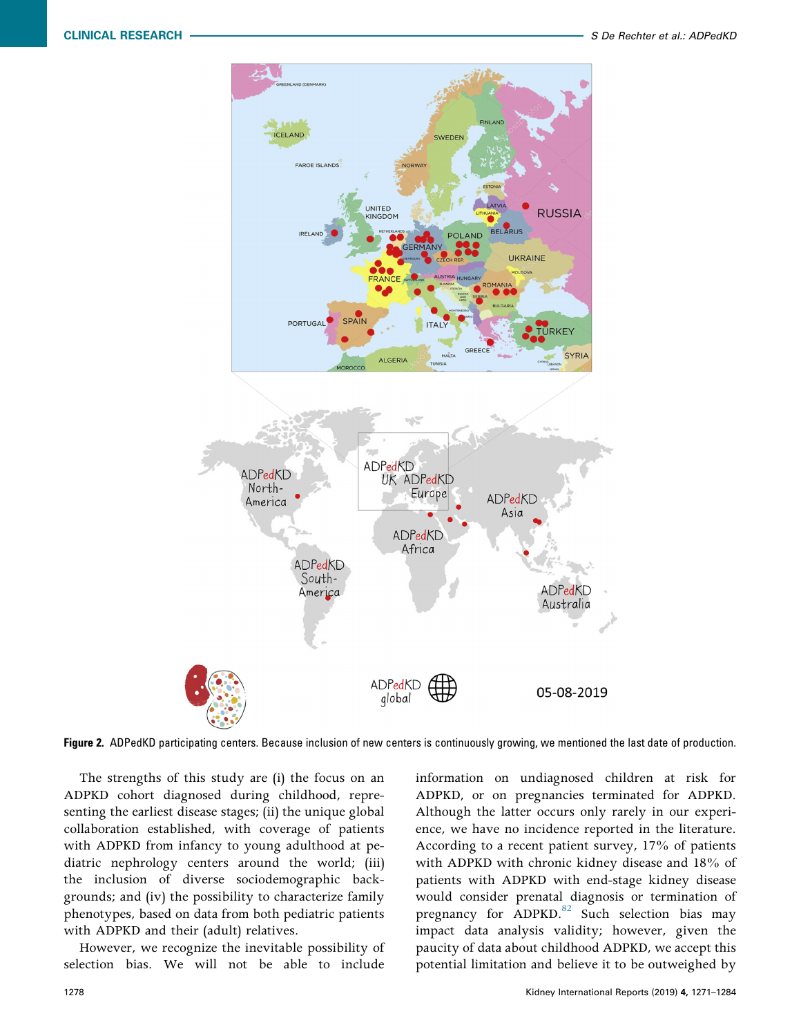Figure 2. ADPedKD participating centers. Because inclusion of new centers is continuously growing, we mentioned the last date of production.

The strengths of this study are (i) the focus on an ADPKD cohort diagnosed during childhood, representing the earliest disease stages; (ii) the unique global collaboration established, with coverage of patients with ADPKD from infancy to young adulthood at pediatric nephrology centers around the world; (iii) the inclusion of diverse sociodemographic backgrounds; and (iv) the possibility to characterize family phenotypes, based on data from both pediatric patients with ADPKD and their (adult) relatives.

However, we recognize the inevitable possibility of selection bias. We will not be able to include information on undiagnosed children at risk for ADPKD, or on pregnancies terminated for ADPKD. Although the latter occurs only rarely in our experience, we have no incidence reported in the literature. According to a recent patient survey, 17% of patients with ADPKD with chronic kidney disease and 18% of patients with ADPKD with end-stage kidney disease would consider prenatal diagnosis or termination of pregnancy for ADPKD.[82] Such selection bias may impact data analysis validity; however, given the paucity of data about childhood ADPKD, we accept this potential limitation and believe it to be outweighed by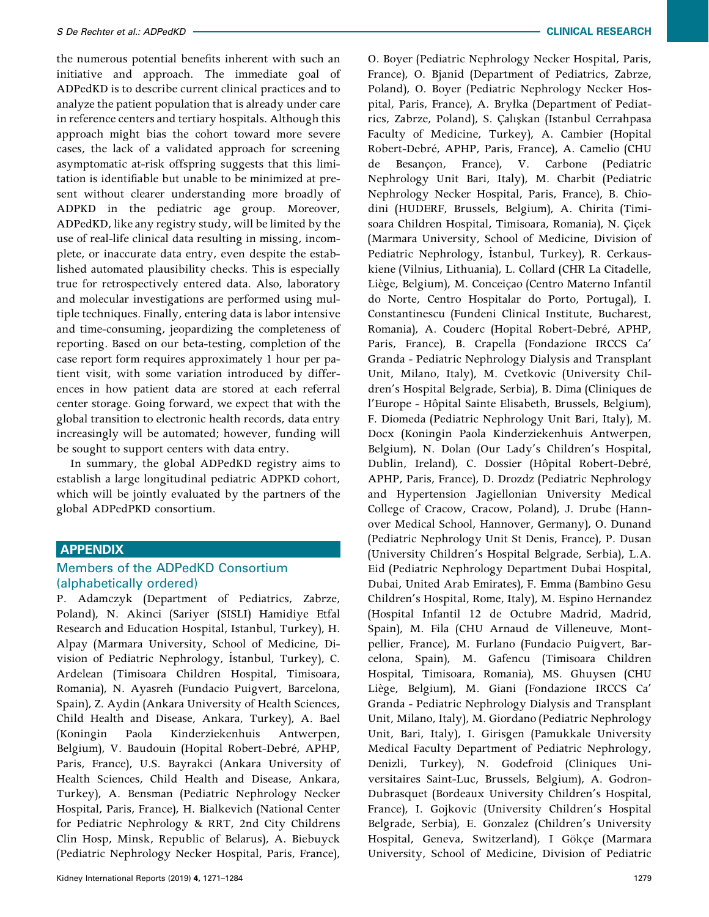the numerous potential benefits inherent with such an initiative and approach. The immediate goal of ADPedKD is to describe current clinical practices and to analyze the patient population that is already under care in reference centers and tertiary hospitals. Although this approach might bias the cohort toward more severe cases, the lack of a validated approach for screening asymptomatic at-risk offspring suggests that this limitation is identifiable but unable to be minimized at present without clearer understanding more broadly of ADPKD in the pediatric age group. Moreover, ADPedKD, like any registry study, will be limited by the use of real-life clinical data resulting in missing, incomplete, or inaccurate data entry, even despite the established automated plausibility checks. This is especially true for retrospectively entered data. Also, laboratory and molecular investigations are performed using multiple techniques. Finally, entering data is labor intensive and time-consuming, jeopardizing the completeness of reporting. Based on our beta-testing, completion of the case report form requires approximately 1 hour per patient visit, with some variation introduced by differences in how patient data are stored at each referral center storage. Going forward, we expect that with the global transition to electronic health records, data entry increasingly will be automated; however, funding will be sought to support centers with data entry.

In summary, the global ADPedKD registry aims to establish a large longitudinal pediatric ADPKD cohort, which will be jointly evaluated by the partners of the global ADPedPKD consortium.

## APPENDIX

### Members of the ADPedKD Consortium (alphabetically ordered)

P. Adamczyk (Department of Pediatrics, Zabrze, Poland), N. Akinci (Sariyer (SISLI) Hamidiye Etfal Research and Education Hospital, Istanbul, Turkey), H. Alpay (Marmara University, School of Medicine, Division of Pediatric Nephrology, İstanbul, Turkey), C. Ardelean (Timisoara Children Hospital, Timisoara, Romania), N. Ayasreh (Fundacio Puigvert, Barcelona, Spain), Z. Aydin (Ankara University of Health Sciences, Child Health and Disease, Ankara, Turkey), A. Bael (Koningin Paola Kinderziekenhuis Antwerpen, Belgium), V. Baudouin (Hopital Robert-Debré, APHP, Paris, France), U.S. Bayrakci (Ankara University of Health Sciences, Child Health and Disease, Ankara, Turkey), A. Bensman (Pediatric Nephrology Necker Hospital, Paris, France), H. Bialkevich (National Center for Pediatric Nephrology & RRT, 2nd City Childrens Clin Hosp, Minsk, Republic of Belarus), A. Biebuyck (Pediatric Nephrology Necker Hospital, Paris, France), O. Boyer (Pediatric Nephrology Necker Hospital, Paris, France), O. Bjanid (Department of Pediatrics, Zabrze, Poland), O. Boyer (Pediatric Nephrology Necker Hospital, Paris, France), A. Bryłka (Department of Pediatrics, Zabrze, Poland), S. Çalışkan (Istanbul Cerrahpasa Faculty of Medicine, Turkey), A. Cambier (Hopital Robert-Debré, APHP, Paris, France), A. Camelio (CHU de Besançon, France), V. Carbone (Pediatric Nephrology Unit Bari, Italy), M. Charbit (Pediatric Nephrology Necker Hospital, Paris, France), B. Chiodini (HUDERF, Brussels, Belgium), A. Chirita (Timisoara Children Hospital, Timisoara, Romania), N. Çiçek (Marmara University, School of Medicine, Division of Pediatric Nephrology, İstanbul, Turkey), R. Cerkauskiene (Vilnius, Lithuania), L. Collard (CHR La Citadelle, Liège, Belgium), M. Conceiçao (Centro Materno Infantil do Norte, Centro Hospitalar do Porto, Portugal), I. Constantinescu (Fundeni Clinical Institute, Bucharest, Romania), A. Couderc (Hopital Robert-Debré, APHP, Paris, France), B. Crapella (Fondazione IRCCS Ca' Granda - Pediatric Nephrology Dialysis and Transplant Unit, Milano, Italy), M. Cvetkovic (University Children's Hospital Belgrade, Serbia), B. Dima (Cliniques de l'Europe - Hôpital Sainte Elisabeth, Brussels, Belgium), F. Diomeda (Pediatric Nephrology Unit Bari, Italy), M. Docx (Koningin Paola Kinderziekenhuis Antwerpen, Belgium), N. Dolan (Our Lady's Children's Hospital, Dublin, Ireland), C. Dossier (Hôpital Robert-Debré, APHP, Paris, France), D. Drozdz (Pediatric Nephrology and Hypertension Jagiellonian University Medical College of Cracow, Cracow, Poland), J. Drube (Hannover Medical School, Hannover, Germany), O. Dunand (Pediatric Nephrology Unit St Denis, France), P. Dusan (University Children's Hospital Belgrade, Serbia), L.A. Eid (Pediatric Nephrology Department Dubai Hospital, Dubai, United Arab Emirates), F. Emma (Bambino Gesu Children's Hospital, Rome, Italy), M. Espino Hernandez (Hospital Infantil 12 de Octubre Madrid, Madrid, Spain), M. Fila (CHU Arnaud de Villeneuve, Montpellier, France), M. Furlano (Fundacio Puigvert, Barcelona, Spain), M. Gafencu (Timisoara Children Hospital, Timisoara, Romania), MS. Ghuysen (CHU Liège, Belgium), M. Giani (Fondazione IRCCS Ca' Granda - Pediatric Nephrology Dialysis and Transplant Unit, Milano, Italy), M. Giordano (Pediatric Nephrology Unit, Bari, Italy), I. Girisgen (Pamukkale University Medical Faculty Department of Pediatric Nephrology, Denizli, Turkey), N. Godefroid (Cliniques Universitaires Saint-Luc, Brussels, Belgium), A. Godron-Dubrasquet (Bordeaux University Children's Hospital, France), I. Gojkovic (University Children's Hospital Belgrade, Serbia), E. Gonzalez (Children's University Hospital, Geneva, Switzerland), I Gökçe (Marmara University, School of Medicine, Division of Pediatric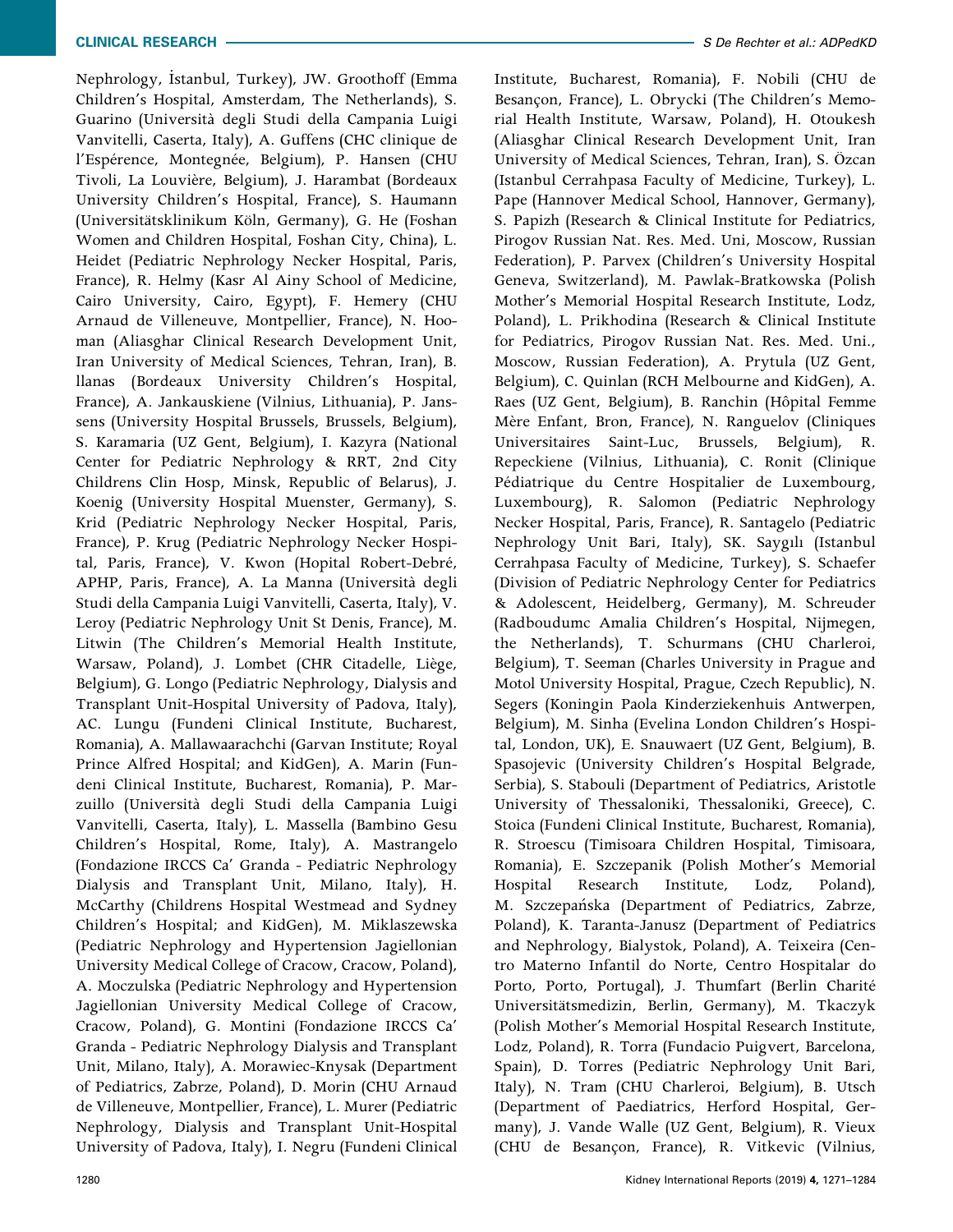Nephrology, İstanbul, Turkey), JW. Groothoff (Emma Children's Hospital, Amsterdam, The Netherlands), S. Guarino (Università degli Studi della Campania Luigi Vanvitelli, Caserta, Italy), A. Guffens (CHC clinique de l'Espérence, Montegnée, Belgium), P. Hansen (CHU Tivoli, La Louvière, Belgium), J. Harambat (Bordeaux University Children's Hospital, France), S. Haumann (Universitätsklinikum Köln, Germany), G. He (Foshan Women and Children Hospital, Foshan City, China), L. Heidet (Pediatric Nephrology Necker Hospital, Paris, France), R. Helmy (Kasr Al Ainy School of Medicine, Cairo University, Cairo, Egypt), F. Hemery (CHU Arnaud de Villeneuve, Montpellier, France), N. Hooman (Aliasghar Clinical Research Development Unit, Iran University of Medical Sciences, Tehran, Iran), B. llanas (Bordeaux University Children's Hospital, France), A. Jankauskiene (Vilnius, Lithuania), P. Janssens (University Hospital Brussels, Brussels, Belgium), S. Karamaria (UZ Gent, Belgium), I. Kazyra (National Center for Pediatric Nephrology & RRT, 2nd City Childrens Clin Hosp, Minsk, Republic of Belarus), J. Koenig (University Hospital Muenster, Germany), S. Krid (Pediatric Nephrology Necker Hospital, Paris, France), P. Krug (Pediatric Nephrology Necker Hospital, Paris, France), V. Kwon (Hopital Robert-Debré, APHP, Paris, France), A. La Manna (Università degli Studi della Campania Luigi Vanvitelli, Caserta, Italy), V. Leroy (Pediatric Nephrology Unit St Denis, France), M. Litwin (The Children's Memorial Health Institute, Warsaw, Poland), J. Lombet (CHR Citadelle, Liège, Belgium), G. Longo (Pediatric Nephrology, Dialysis and Transplant Unit-Hospital University of Padova, Italy), AC. Lungu (Fundeni Clinical Institute, Bucharest, Romania), A. Mallawaarachchi (Garvan Institute; Royal Prince Alfred Hospital; and KidGen), A. Marin (Fundeni Clinical Institute, Bucharest, Romania), P. Marzuillo (Università degli Studi della Campania Luigi Vanvitelli, Caserta, Italy), L. Massella (Bambino Gesu Children's Hospital, Rome, Italy), A. Mastrangelo (Fondazione IRCCS Ca' Granda - Pediatric Nephrology Dialysis and Transplant Unit, Milano, Italy), H. McCarthy (Childrens Hospital Westmead and Sydney Children's Hospital; and KidGen), M. Miklaszewska (Pediatric Nephrology and Hypertension Jagiellonian University Medical College of Cracow, Cracow, Poland), A. Moczulska (Pediatric Nephrology and Hypertension Jagiellonian University Medical College of Cracow, Cracow, Poland), G. Montini (Fondazione IRCCS Ca' Granda - Pediatric Nephrology Dialysis and Transplant Unit, Milano, Italy), A. Morawiec-Knysak (Department of Pediatrics, Zabrze, Poland), D. Morin (CHU Arnaud de Villeneuve, Montpellier, France), L. Murer (Pediatric Nephrology, Dialysis and Transplant Unit-Hospital University of Padova, Italy), I. Negru (Fundeni Clinical Institute, Bucharest, Romania), F. Nobili (CHU de Besançon, France), L. Obrycki (The Children's Memorial Health Institute, Warsaw, Poland), H. Otoukesh (Aliasghar Clinical Research Development Unit, Iran University of Medical Sciences, Tehran, Iran), S. Özcan (Istanbul Cerrahpasa Faculty of Medicine, Turkey), L. Pape (Hannover Medical School, Hannover, Germany), S. Papizh (Research & Clinical Institute for Pediatrics, Pirogov Russian Nat. Res. Med. Uni, Moscow, Russian Federation), P. Parvex (Children's University Hospital Geneva, Switzerland), M. Pawlak-Bratkowska (Polish Mother's Memorial Hospital Research Institute, Lodz, Poland), L. Prikhodina (Research & Clinical Institute for Pediatrics, Pirogov Russian Nat. Res. Med. Uni., Moscow, Russian Federation), A. Prytula (UZ Gent, Belgium), C. Quinlan (RCH Melbourne and KidGen), A. Raes (UZ Gent, Belgium), B. Ranchin (Hôpital Femme Mère Enfant, Bron, France), N. Ranguelov (Cliniques Universitaires Saint-Luc, Brussels, Belgium), R. Repeckiene (Vilnius, Lithuania), C. Ronit (Clinique Pédiatrique du Centre Hospitalier de Luxembourg, Luxembourg), R. Salomon (Pediatric Nephrology Necker Hospital, Paris, France), R. Santagelo (Pediatric Nephrology Unit Bari, Italy), SK. Saygılı (Istanbul Cerrahpasa Faculty of Medicine, Turkey), S. Schaefer (Division of Pediatric Nephrology Center for Pediatrics & Adolescent, Heidelberg, Germany), M. Schreuder (Radboudumc Amalia Children's Hospital, Nijmegen, the Netherlands), T. Schurmans (CHU Charleroi, Belgium), T. Seeman (Charles University in Prague and Motol University Hospital, Prague, Czech Republic), N. Segers (Koningin Paola Kinderziekenhuis Antwerpen, Belgium), M. Sinha (Evelina London Children's Hospital, London, UK), E. Snauwaert (UZ Gent, Belgium), B. Spasojevic (University Children's Hospital Belgrade, Serbia), S. Stabouli (Department of Pediatrics, Aristotle University of Thessaloniki, Thessaloniki, Greece), C. Stoica (Fundeni Clinical Institute, Bucharest, Romania), R. Stroescu (Timisoara Children Hospital, Timisoara, Romania), E. Szczepanik (Polish Mother's Memorial Hospital Research Institute, Lodz, Poland), M. Szczepańska (Department of Pediatrics, Zabrze, Poland), K. Taranta-Janusz (Department of Pediatrics and Nephrology, Bialystok, Poland), A. Teixeira (Centro Materno Infantil do Norte, Centro Hospitalar do Porto, Porto, Portugal), J. Thumfart (Berlin Charité Universitätsmedizin, Berlin, Germany), M. Tkaczyk (Polish Mother's Memorial Hospital Research Institute, Lodz, Poland), R. Torra (Fundacio Puigvert, Barcelona, Spain), D. Torres (Pediatric Nephrology Unit Bari, Italy), N. Tram (CHU Charleroi, Belgium), B. Utsch (Department of Paediatrics, Herford Hospital, Germany), J. Vande Walle (UZ Gent, Belgium), R. Vieux (CHU de Besançon, France), R. Vitkevic (Vilnius,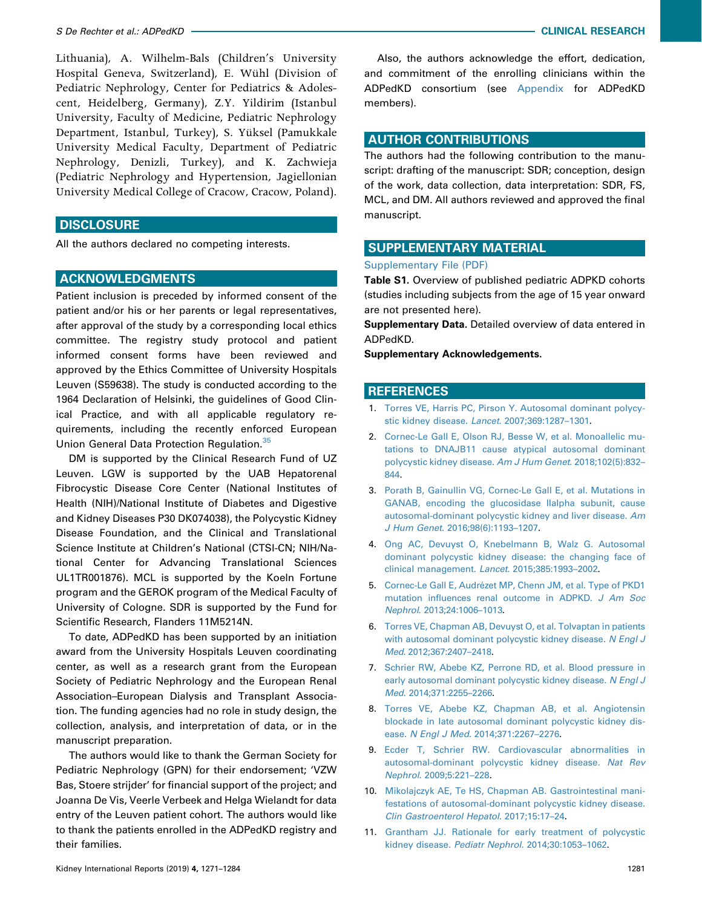Lithuania), A. Wilhelm-Bals (Children's University Hospital Geneva, Switzerland), E. Wühl (Division of Pediatric Nephrology, Center for Pediatrics & Adolescent, Heidelberg, Germany), Z.Y. Yildirim (Istanbul University, Faculty of Medicine, Pediatric Nephrology Department, Istanbul, Turkey), S. Yüksel (Pamukkale University Medical Faculty, Department of Pediatric Nephrology, Denizli, Turkey), and K. Zachwieja (Pediatric Nephrology and Hypertension, Jagiellonian University Medical College of Cracow, Cracow, Poland).

## DISCLOSURE

All the authors declared no competing interests.

## ACKNOWLEDGMENTS

Patient inclusion is preceded by informed consent of the patient and/or his or her parents or legal representatives, after approval of the study by a corresponding local ethics committee. The registry study protocol and patient informed consent forms have been reviewed and approved by the Ethics Committee of University Hospitals Leuven (S59638). The study is conducted according to the 1964 Declaration of Helsinki, the guidelines of Good Clinical Practice, and with all applicable regulatory requirements, including the recently enforced European Union General Data Protection Regulation.[35]

DM is supported by the Clinical Research Fund of UZ Leuven. LGW is supported by the UAB Hepatorenal Fibrocystic Disease Core Center (National Institutes of Health (NIH)/National Institute of Diabetes and Digestive and Kidney Diseases P30 DK074038), the Polycystic Kidney Disease Foundation, and the Clinical and Translational Science Institute at Children's National (CTSI-CN; NIH/National Center for Advancing Translational Sciences UL1TR001876). MCL is supported by the Koeln Fortune program and the GEROK program of the Medical Faculty of University of Cologne. SDR is supported by the Fund for Scientific Research, Flanders 11M5214N.

To date, ADPedKD has been supported by an initiation award from the University Hospitals Leuven coordinating center, as well as a research grant from the European Society of Pediatric Nephrology and the European Renal Association–European Dialysis and Transplant Association. The funding agencies had no role in study design, the collection, analysis, and interpretation of data, or in the manuscript preparation.

The authors would like to thank the German Society for Pediatric Nephrology (GPN) for their endorsement; 'VZW Bas, Stoere strijder' for financial support of the project; and Joanna De Vis, Veerle Verbeek and Helga Wielandt for data entry of the Leuven patient cohort. The authors would like to thank the patients enrolled in the ADPedKD registry and their families.

Also, the authors acknowledge the effort, dedication, and commitment of the enrolling clinicians within the ADPedKD consortium (see Appendix for ADPedKD members).

## AUTHOR CONTRIBUTIONS

The authors had the following contribution to the manuscript: drafting of the manuscript: SDR; conception, design of the work, data collection, data interpretation: SDR, FS, MCL, and DM. All authors reviewed and approved the final manuscript.

## SUPPLEMENTARY MATERIAL

Supplementary File (PDF)

**Table S1.** Overview of published pediatric ADPKD cohorts (studies including subjects from the age of 15 year onward are not presented here).

**Supplementary Data.** Detailed overview of data entered in ADPedKD.

**Supplementary Acknowledgements.**

## REFERENCES

1. Torres VE, Harris PC, Pirson Y. Autosomal dominant polycystic kidney disease. *Lancet*. 2007;369:1287–1301.
2. Cornec-Le Gall E, Olson RJ, Besse W, et al. Monoallelic mutations to DNAJB11 cause atypical autosomal dominant polycystic kidney disease. *Am J Hum Genet*. 2018;102(5):832–844.
3. Porath B, Gainullin VG, Cornec-Le Gall E, et al. Mutations in GANAB, encoding the glucosidase IIalpha subunit, cause autosomal-dominant polycystic kidney and liver disease. *Am J Hum Genet*. 2016;98(6):1193–1207.
4. Ong AC, Devuyst O, Knebelmann B, Walz G. Autosomal dominant polycystic kidney disease: the changing face of clinical management. *Lancet*. 2015;385:1993–2002.
5. Cornec-Le Gall E, Audrézet MP, Chenn JM, et al. Type of PKD1 mutation influences renal outcome in ADPKD. *J Am Soc Nephrol*. 2013;24:1006–1013.
6. Torres VE, Chapman AB, Devuyst O, et al. Tolvaptan in patients with autosomal dominant polycystic kidney disease. *N Engl J Med*. 2012;367:2407–2418.
7. Schrier RW, Abebe KZ, Perrone RD, et al. Blood pressure in early autosomal dominant polycystic kidney disease. *N Engl J Med*. 2014;371:2255–2266.
8. Torres VE, Abebe KZ, Chapman AB, et al. Angiotensin blockade in late autosomal dominant polycystic kidney disease. *N Engl J Med*. 2014;371:2267–2276.
9. Ecder T, Schrier RW. Cardiovascular abnormalities in autosomal-dominant polycystic kidney disease. *Nat Rev Nephrol*. 2009;5:221–228.
10. Mikolajczyk AE, Te HS, Chapman AB. Gastrointestinal manifestations of autosomal-dominant polycystic kidney disease. *Clin Gastroenterol Hepatol*. 2017;15:17–24.
11. Grantham JJ. Rationale for early treatment of polycystic kidney disease. *Pediatr Nephrol*. 2014;30:1053–1062.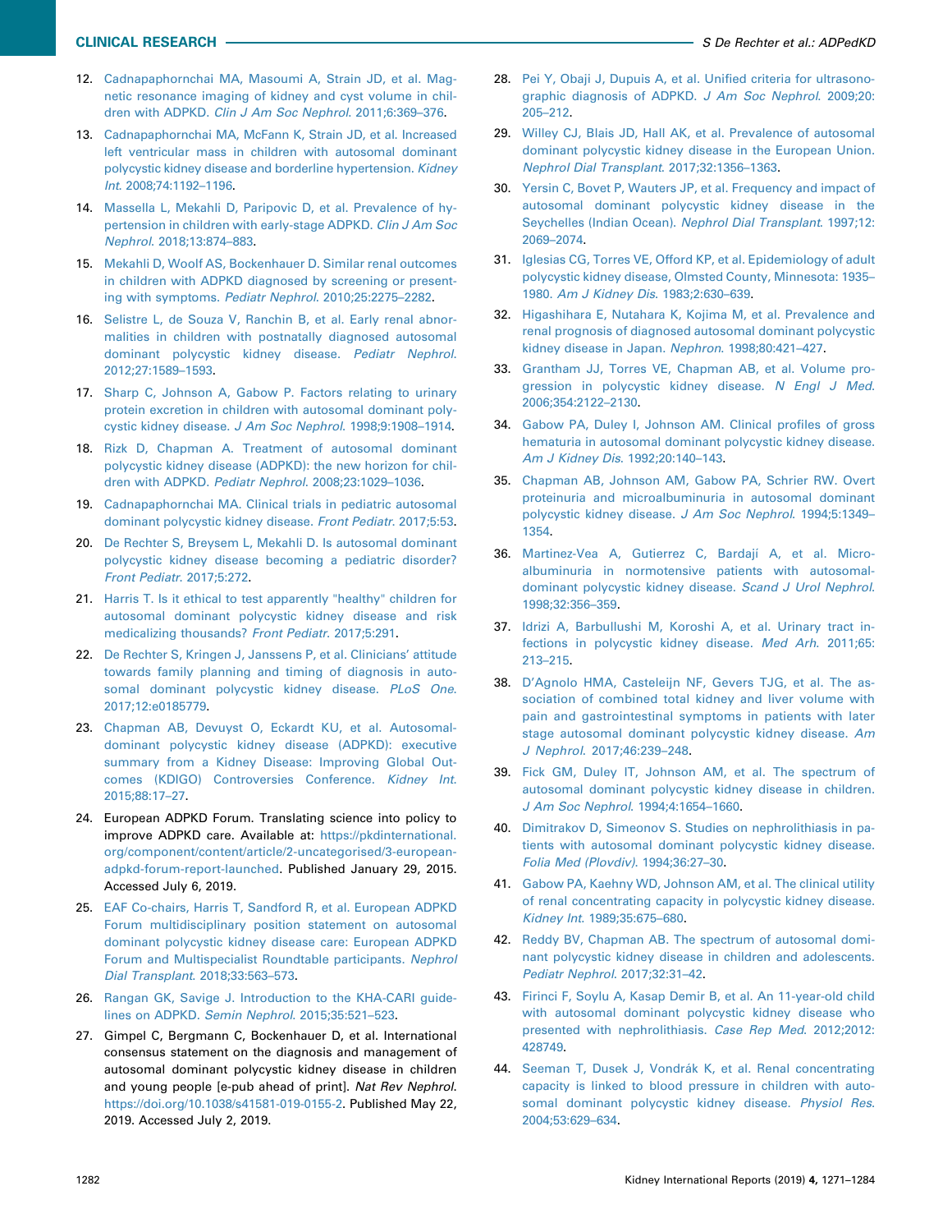12. Cadnapaphornchai MA, Masoumi A, Strain JD, et al. Magnetic resonance imaging of kidney and cyst volume in children with ADPKD. *Clin J Am Soc Nephrol*. 2011;6:369–376.
13. Cadnapaphornchai MA, McFann K, Strain JD, et al. Increased left ventricular mass in children with autosomal dominant polycystic kidney disease and borderline hypertension. *Kidney Int*. 2008;74:1192–1196.
14. Massella L, Mekahli D, Paripovic D, et al. Prevalence of hypertension in children with early-stage ADPKD. *Clin J Am Soc Nephrol*. 2018;13:874–883.
15. Mekahli D, Woolf AS, Bockenhauer D. Similar renal outcomes in children with ADPKD diagnosed by screening or presenting with symptoms. *Pediatr Nephrol*. 2010;25:2275–2282.
16. Selistre L, de Souza V, Ranchin B, et al. Early renal abnormalities in children with postnatally diagnosed autosomal dominant polycystic kidney disease. *Pediatr Nephrol*. 2012;27:1589–1593.
17. Sharp C, Johnson A, Gabow P. Factors relating to urinary protein excretion in children with autosomal dominant polycystic kidney disease. *J Am Soc Nephrol*. 1998;9:1908–1914.
18. Rizk D, Chapman A. Treatment of autosomal dominant polycystic kidney disease (ADPKD): the new horizon for children with ADPKD. *Pediatr Nephrol*. 2008;23:1029–1036.
19. Cadnapaphornchai MA. Clinical trials in pediatric autosomal dominant polycystic kidney disease. *Front Pediatr*. 2017;5:53.
20. De Rechter S, Breysem L, Mekahli D. Is autosomal dominant polycystic kidney disease becoming a pediatric disorder? *Front Pediatr*. 2017;5:272.
21. Harris T. Is it ethical to test apparently "healthy" children for autosomal dominant polycystic kidney disease and risk medicalizing thousands? *Front Pediatr*. 2017;5:291.
22. De Rechter S, Kringen J, Janssens P, et al. Clinicians' attitude towards family planning and timing of diagnosis in autosomal dominant polycystic kidney disease. *PLoS One*. 2017;12:e0185779.
23. Chapman AB, Devuyst O, Eckardt KU, et al. Autosomal-dominant polycystic kidney disease (ADPKD): executive summary from a Kidney Disease: Improving Global Outcomes (KDIGO) Controversies Conference. *Kidney Int*. 2015;88:17–27.
24. European ADPKD Forum. Translating science into policy to improve ADPKD care. Available at: https://pkdinternational.org/component/content/article/2-uncategorised/3-european-adpkd-forum-report-launched. Published January 29, 2015. Accessed July 6, 2019.
25. EAF Co-chairs, Harris T, Sandford R, et al. European ADPKD Forum multidisciplinary position statement on autosomal dominant polycystic kidney disease care: European ADPKD Forum and Multispecialist Roundtable participants. *Nephrol Dial Transplant*. 2018;33:563–573.
26. Rangan GK, Savige J. Introduction to the KHA-CARI guidelines on ADPKD. *Semin Nephrol*. 2015;35:521–523.
27. Gimpel C, Bergmann C, Bockenhauer D, et al. International consensus statement on the diagnosis and management of autosomal dominant polycystic kidney disease in children and young people [e-pub ahead of print]. *Nat Rev Nephrol*. https://doi.org/10.1038/s41581-019-0155-2. Published May 22, 2019. Accessed July 2, 2019.
28. Pei Y, Obaji J, Dupuis A, et al. Unified criteria for ultrasonographic diagnosis of ADPKD. *J Am Soc Nephrol*. 2009;20:205–212.
29. Willey CJ, Blais JD, Hall AK, et al. Prevalence of autosomal dominant polycystic kidney disease in the European Union. *Nephrol Dial Transplant*. 2017;32:1356–1363.
30. Yersin C, Bovet P, Wauters JP, et al. Frequency and impact of autosomal dominant polycystic kidney disease in the Seychelles (Indian Ocean). *Nephrol Dial Transplant*. 1997;12:2069–2074.
31. Iglesias CG, Torres VE, Offord KP, et al. Epidemiology of adult polycystic kidney disease, Olmsted County, Minnesota: 1935–1980. *Am J Kidney Dis*. 1983;2:630–639.
32. Higashihara E, Nutahara K, Kojima M, et al. Prevalence and renal prognosis of diagnosed autosomal dominant polycystic kidney disease in Japan. *Nephron*. 1998;80:421–427.
33. Grantham JJ, Torres VE, Chapman AB, et al. Volume progression in polycystic kidney disease. *N Engl J Med*. 2006;354:2122–2130.
34. Gabow PA, Duley I, Johnson AM. Clinical profiles of gross hematuria in autosomal dominant polycystic kidney disease. *Am J Kidney Dis*. 1992;20:140–143.
35. Chapman AB, Johnson AM, Gabow PA, Schrier RW. Overt proteinuria and microalbuminuria in autosomal dominant polycystic kidney disease. *J Am Soc Nephrol*. 1994;5:1349–1354.
36. Martinez-Vea A, Gutierrez C, Bardají A, et al. Microalbuminuria in normotensive patients with autosomal-dominant polycystic kidney disease. *Scand J Urol Nephrol*. 1998;32:356–359.
37. Idrizi A, Barbullushi M, Koroshi A, et al. Urinary tract infections in polycystic kidney disease. *Med Arh*. 2011;65:213–215.
38. D'Agnolo HMA, Casteleijn NF, Gevers TJG, et al. The association of combined total kidney and liver volume with pain and gastrointestinal symptoms in patients with later stage autosomal dominant polycystic kidney disease. *Am J Nephrol*. 2017;46:239–248.
39. Fick GM, Duley IT, Johnson AM, et al. The spectrum of autosomal dominant polycystic kidney disease in children. *J Am Soc Nephrol*. 1994;4:1654–1660.
40. Dimitrakov D, Simeonov S. Studies on nephrolithiasis in patients with autosomal dominant polycystic kidney disease. *Folia Med (Plovdiv)*. 1994;36:27–30.
41. Gabow PA, Kaehny WD, Johnson AM, et al. The clinical utility of renal concentrating capacity in polycystic kidney disease. *Kidney Int*. 1989;35:675–680.
42. Reddy BV, Chapman AB. The spectrum of autosomal dominant polycystic kidney disease in children and adolescents. *Pediatr Nephrol*. 2017;32:31–42.
43. Firinci F, Soylu A, Kasap Demir B, et al. An 11-year-old child with autosomal dominant polycystic kidney disease who presented with nephrolithiasis. *Case Rep Med*. 2012;2012:428749.
44. Seeman T, Dusek J, Vondrák K, et al. Renal concentrating capacity is linked to blood pressure in children with autosomal dominant polycystic kidney disease. *Physiol Res*. 2004;53:629–634.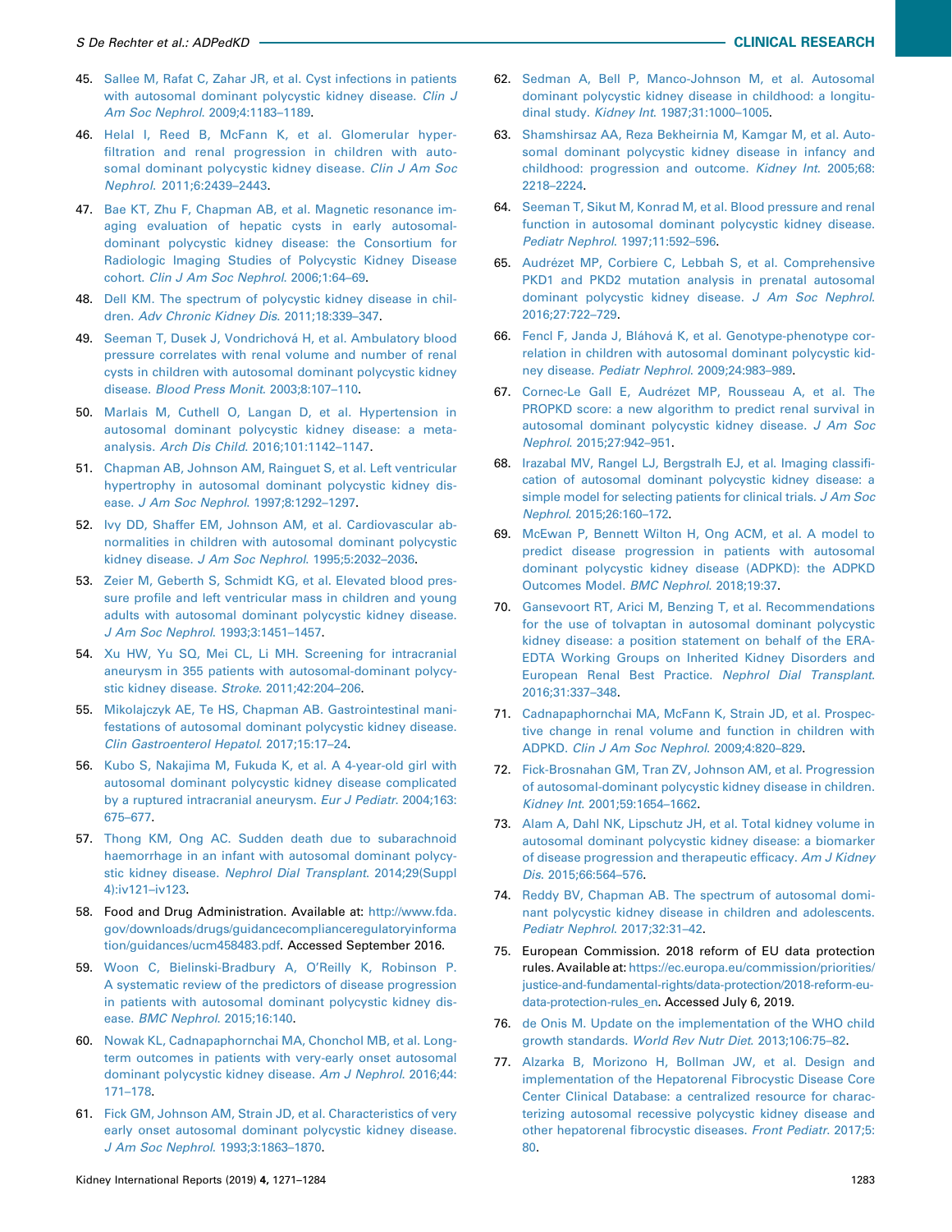45. Sallee M, Rafat C, Zahar JR, et al. Cyst infections in patients with autosomal dominant polycystic kidney disease. *Clin J Am Soc Nephrol*. 2009;4:1183–1189.
46. Helal I, Reed B, McFann K, et al. Glomerular hyperfiltration and renal progression in children with autosomal dominant polycystic kidney disease. *Clin J Am Soc Nephrol*. 2011;6:2439–2443.
47. Bae KT, Zhu F, Chapman AB, et al. Magnetic resonance imaging evaluation of hepatic cysts in early autosomal-dominant polycystic kidney disease: the Consortium for Radiologic Imaging Studies of Polycystic Kidney Disease cohort. *Clin J Am Soc Nephrol*. 2006;1:64–69.
48. Dell KM. The spectrum of polycystic kidney disease in children. *Adv Chronic Kidney Dis*. 2011;18:339–347.
49. Seeman T, Dusek J, Vondrichová H, et al. Ambulatory blood pressure correlates with renal volume and number of renal cysts in children with autosomal dominant polycystic kidney disease. *Blood Press Monit*. 2003;8:107–110.
50. Marlais M, Cuthell O, Langan D, et al. Hypertension in autosomal dominant polycystic kidney disease: a meta-analysis. *Arch Dis Child*. 2016;101:1142–1147.
51. Chapman AB, Johnson AM, Rainguet S, et al. Left ventricular hypertrophy in autosomal dominant polycystic kidney disease. *J Am Soc Nephrol*. 1997;8:1292–1297.
52. Ivy DD, Shaffer EM, Johnson AM, et al. Cardiovascular abnormalities in children with autosomal dominant polycystic kidney disease. *J Am Soc Nephrol*. 1995;5:2032–2036.
53. Zeier M, Geberth S, Schmidt KG, et al. Elevated blood pressure profile and left ventricular mass in children and young adults with autosomal dominant polycystic kidney disease. *J Am Soc Nephrol*. 1993;3:1451–1457.
54. Xu HW, Yu SQ, Mei CL, Li MH. Screening for intracranial aneurysm in 355 patients with autosomal-dominant polycystic kidney disease. *Stroke*. 2011;42:204–206.
55. Mikolajczyk AE, Te HS, Chapman AB. Gastrointestinal manifestations of autosomal dominant polycystic kidney disease. *Clin Gastroenterol Hepatol*. 2017;15:17–24.
56. Kubo S, Nakajima M, Fukuda K, et al. A 4-year-old girl with autosomal dominant polycystic kidney disease complicated by a ruptured intracranial aneurysm. *Eur J Pediatr*. 2004;163: 675–677.
57. Thong KM, Ong AC. Sudden death due to subarachnoid haemorrhage in an infant with autosomal dominant polycystic kidney disease. *Nephrol Dial Transplant*. 2014;29(Suppl 4):iv121–iv123.
58. Food and Drug Administration. Available at: http://www.fda.gov/downloads/drugs/guidancecomplianceregulatoryinformation/guidances/ucm458483.pdf. Accessed September 2016.
59. Woon C, Bielinski-Bradbury A, O'Reilly K, Robinson P. A systematic review of the predictors of disease progression in patients with autosomal dominant polycystic kidney disease. *BMC Nephrol*. 2015;16:140.
60. Nowak KL, Cadnapaphornchai MA, Chonchol MB, et al. Long-term outcomes in patients with very-early onset autosomal dominant polycystic kidney disease. *Am J Nephrol*. 2016;44: 171–178.
61. Fick GM, Johnson AM, Strain JD, et al. Characteristics of very early onset autosomal dominant polycystic kidney disease. *J Am Soc Nephrol*. 1993;3:1863–1870.
62. Sedman A, Bell P, Manco-Johnson M, et al. Autosomal dominant polycystic kidney disease in childhood: a longitudinal study. *Kidney Int*. 1987;31:1000–1005.
63. Shamshirsaz AA, Reza Bekheirnia M, Kamgar M, et al. Autosomal dominant polycystic kidney disease in infancy and childhood: progression and outcome. *Kidney Int*. 2005;68: 2218–2224.
64. Seeman T, Sikut M, Konrad M, et al. Blood pressure and renal function in autosomal dominant polycystic kidney disease. *Pediatr Nephrol*. 1997;11:592–596.
65. Audrézet MP, Corbiere C, Lebbah S, et al. Comprehensive PKD1 and PKD2 mutation analysis in prenatal autosomal dominant polycystic kidney disease. *J Am Soc Nephrol*. 2016;27:722–729.
66. Fencl F, Janda J, Bláhová K, et al. Genotype-phenotype correlation in children with autosomal dominant polycystic kidney disease. *Pediatr Nephrol*. 2009;24:983–989.
67. Cornec-Le Gall E, Audrézet MP, Rousseau A, et al. The PROPKD score: a new algorithm to predict renal survival in autosomal dominant polycystic kidney disease. *J Am Soc Nephrol*. 2015;27:942–951.
68. Irazabal MV, Rangel LJ, Bergstralh EJ, et al. Imaging classification of autosomal dominant polycystic kidney disease: a simple model for selecting patients for clinical trials. *J Am Soc Nephrol*. 2015;26:160–172.
69. McEwan P, Bennett Wilton H, Ong ACM, et al. A model to predict disease progression in patients with autosomal dominant polycystic kidney disease (ADPKD): the ADPKD Outcomes Model. *BMC Nephrol*. 2018;19:37.
70. Gansevoort RT, Arici M, Benzing T, et al. Recommendations for the use of tolvaptan in autosomal dominant polycystic kidney disease: a position statement on behalf of the ERA-EDTA Working Groups on Inherited Kidney Disorders and European Renal Best Practice. *Nephrol Dial Transplant*. 2016;31:337–348.
71. Cadnapaphornchai MA, McFann K, Strain JD, et al. Prospective change in renal volume and function in children with ADPKD. *Clin J Am Soc Nephrol*. 2009;4:820–829.
72. Fick-Brosnahan GM, Tran ZV, Johnson AM, et al. Progression of autosomal-dominant polycystic kidney disease in children. *Kidney Int*. 2001;59:1654–1662.
73. Alam A, Dahl NK, Lipschutz JH, et al. Total kidney volume in autosomal dominant polycystic kidney disease: a biomarker of disease progression and therapeutic efficacy. *Am J Kidney Dis*. 2015;66:564–576.
74. Reddy BV, Chapman AB. The spectrum of autosomal dominant polycystic kidney disease in children and adolescents. *Pediatr Nephrol*. 2017;32:31–42.
75. European Commission. 2018 reform of EU data protection rules. Available at: https://ec.europa.eu/commission/priorities/justice-and-fundamental-rights/data-protection/2018-reform-eu-data-protection-rules_en. Accessed July 6, 2019.
76. de Onis M. Update on the implementation of the WHO child growth standards. *World Rev Nutr Diet*. 2013;106:75–82.
77. Alzarka B, Morizono H, Bollman JW, et al. Design and implementation of the Hepatorenal Fibrocystic Disease Core Center Clinical Database: a centralized resource for characterizing autosomal recessive polycystic kidney disease and other hepatorenal fibrocystic diseases. *Front Pediatr*. 2017;5: 80.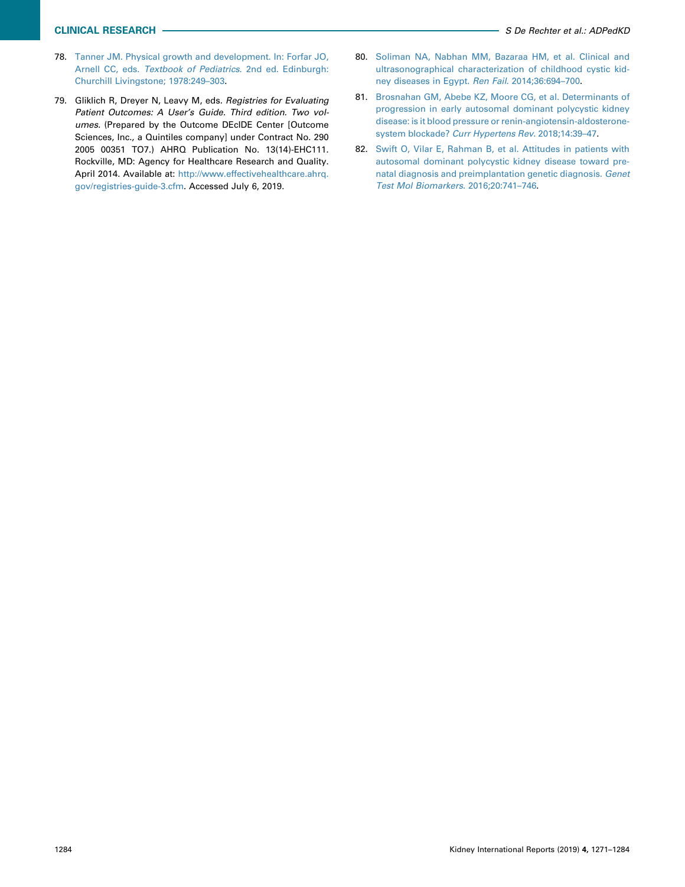78. Tanner JM. Physical growth and development. In: Forfar JO, Arnell CC, eds. *Textbook of Pediatrics*. 2nd ed. Edinburgh: Churchill Livingstone; 1978:249–303.

79. Gliklich R, Dreyer N, Leavy M, eds. *Registries for Evaluating Patient Outcomes: A User's Guide. Third edition. Two volumes.* (Prepared by the Outcome DEcIDE Center [Outcome Sciences, Inc., a Quintiles company] under Contract No. 290 2005 00351 TO7.) AHRQ Publication No. 13(14)-EHC111. Rockville, MD: Agency for Healthcare Research and Quality. April 2014. Available at: http://www.effectivehealthcare.ahrq.gov/registries-guide-3.cfm. Accessed July 6, 2019.

80. Soliman NA, Nabhan MM, Bazaraa HM, et al. Clinical and ultrasonographical characterization of childhood cystic kidney diseases in Egypt. *Ren Fail*. 2014;36:694–700.

81. Brosnahan GM, Abebe KZ, Moore CG, et al. Determinants of progression in early autosomal dominant polycystic kidney disease: is it blood pressure or renin-angiotensin-aldosterone-system blockade? *Curr Hypertens Rev*. 2018;14:39–47.

82. Swift O, Vilar E, Rahman B, et al. Attitudes in patients with autosomal dominant polycystic kidney disease toward prenatal diagnosis and preimplantation genetic diagnosis. *Genet Test Mol Biomarkers*. 2016;20:741–746.